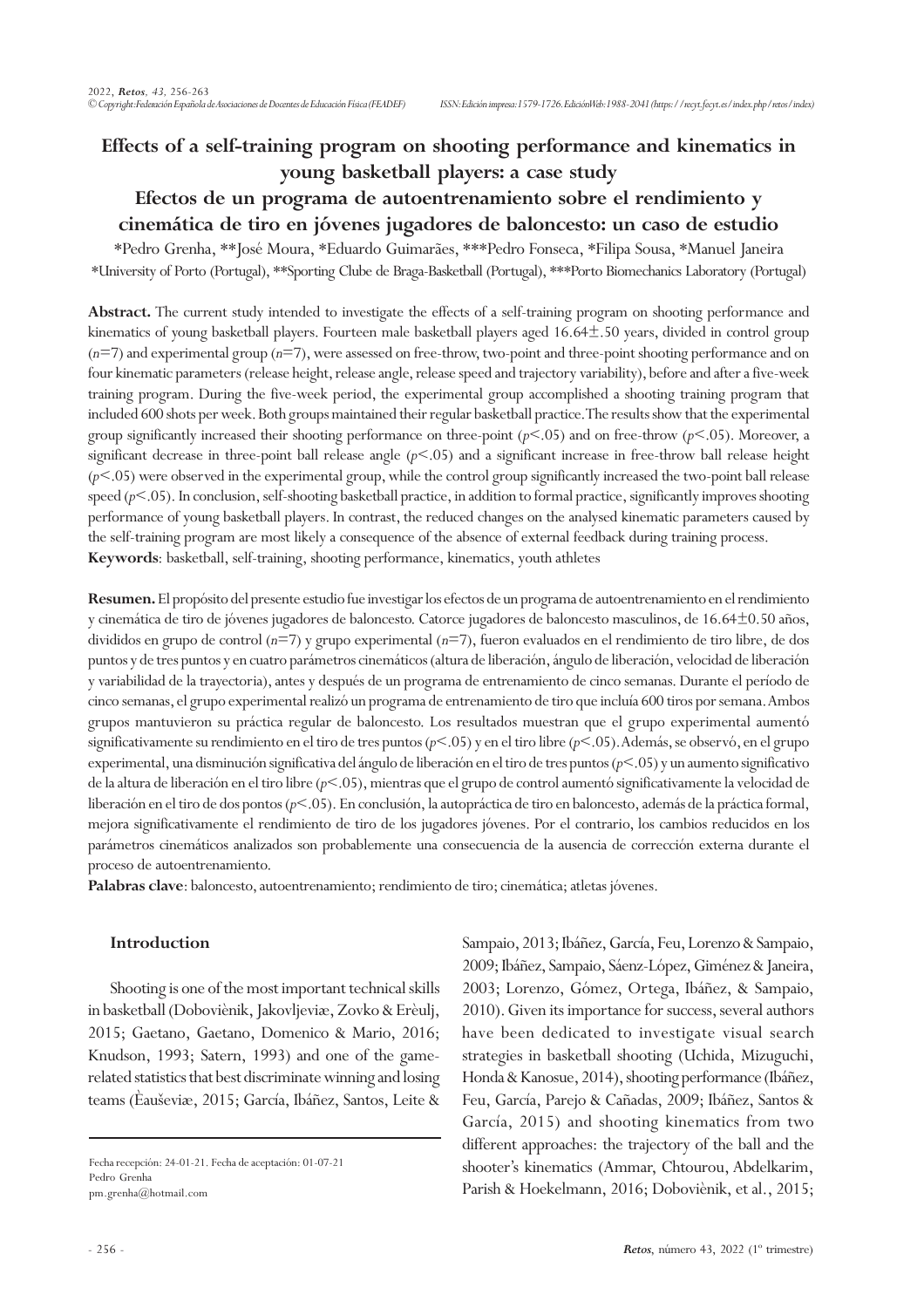# Effects of a self-training program on shooting performance and kinematics in young basketball players: a case study

# Efectos de un programa de autoentrenamiento sobre el rendimiento y cinemática de tiro en jóvenes jugadores de baloncesto: un caso de estudio

*Pedro Grenha, **José Moura, *Eduardo Guimarães, ***Pedro Fonseca, *Filipa Sousa, *Manuel Janeira

*University of Porto (Portugal), **Sporting Clube de Braga-Basketball (Portugal), ***Porto Biomechanics Laboratory (Portugal)

**Abstract.** The current study intended to investigate the effects of a self-training program on shooting performance and kinematics of young basketball players. Fourteen male basketball players aged 16.64±.50 years, divided in control group ($n$=7) and experimental group ($n$=7), were assessed on free-throw, two-point and three-point shooting performance and on four kinematic parameters (release height, release angle, release speed and trajectory variability), before and after a five-week training program. During the five-week period, the experimental group accomplished a shooting training program that included 600 shots per week. Both groups maintained their regular basketball practice. The results show that the experimental group significantly increased their shooting performance on three-point ($p$<.05) and on free-throw ($p$<.05). Moreover, a significant decrease in three-point ball release angle ($p$<.05) and a significant increase in free-throw ball release height ($p$<.05) were observed in the experimental group, while the control group significantly increased the two-point ball release speed ($p$<.05). In conclusion, self-shooting basketball practice, in addition to formal practice, significantly improves shooting performance of young basketball players. In contrast, the reduced changes on the analysed kinematic parameters caused by the self-training program are most likely a consequence of the absence of external feedback during training process.

**Keywords**: basketball, self-training, shooting performance, kinematics, youth athletes

**Resumen.** El propósito del presente estudio fue investigar los efectos de un programa de autoentrenamiento en el rendimiento y cinemática de tiro de jóvenes jugadores de baloncesto. Catorce jugadores de baloncesto masculinos, de 16.64±0.50 años, divididos en grupo de control ($n$=7) y grupo experimental ($n$=7), fueron evaluados en el rendimiento de tiro libre, de dos puntos y de tres puntos y en cuatro parámetros cinemáticos (altura de liberación, ángulo de liberación, velocidad de liberación y variabilidad de la trayectoria), antes y después de un programa de entrenamiento de cinco semanas. Durante el período de cinco semanas, el grupo experimental realizó un programa de entrenamiento de tiro que incluía 600 tiros por semana. Ambos grupos mantuvieron su práctica regular de baloncesto. Los resultados muestran que el grupo experimental aumentó significativamente su rendimiento en el tiro de tres puntos ($p$<.05) y en el tiro libre ($p$<.05). Además, se observó, en el grupo experimental, una disminución significativa del ángulo de liberación en el tiro de tres puntos ($p$<.05) y un aumento significativo de la altura de liberación en el tiro libre ($p$<.05), mientras que el grupo de control aumentó significativamente la velocidad de liberación en el tiro de dos pontos ($p$<.05). En conclusión, la autopráctica de tiro en baloncesto, además de la práctica formal, mejora significativamente el rendimiento de tiro de los jugadores jóvenes. Por el contrario, los cambios reducidos en los parámetros cinemáticos analizados son probablemente una consecuencia de la ausencia de corrección externa durante el proceso de autoentrenamiento.

**Palabras clave**: baloncesto, autoentrenamiento; rendimiento de tiro; cinemática; atletas jóvenes.

## Introduction

Shooting is one of the most important technical skills in basketball (Doboviènik, Jakovljeviæ, Zovko & Erèulj, 2015; Gaetano, Gaetano, Domenico & Mario, 2016; Knudson, 1993; Satern, 1993) and one of the game-related statistics that best discriminate winning and losing teams (Èauševiæ, 2015; García, Ibáñez, Santos, Leite & Sampaio, 2013; Ibáñez, García, Feu, Lorenzo & Sampaio, 2009; Ibáñez, Sampaio, Sáenz-López, Giménez & Janeira, 2003; Lorenzo, Gómez, Ortega, Ibáñez, & Sampaio, 2010). Given its importance for success, several authors have been dedicated to investigate visual search strategies in basketball shooting (Uchida, Mizuguchi, Honda & Kanosue, 2014), shooting performance (Ibáñez, Feu, García, Parejo & Cañadas, 2009; Ibáñez, Santos & García, 2015) and shooting kinematics from two different approaches: the trajectory of the ball and the shooter's kinematics (Ammar, Chtourou, Abdelkarim, Parish & Hoekelmann, 2016; Doboviènik, et al., 2015;

Fecha recepción: 24-01-21. Fecha de aceptación: 01-07-21
Pedro Grenha
pm.grenha@hotmail.com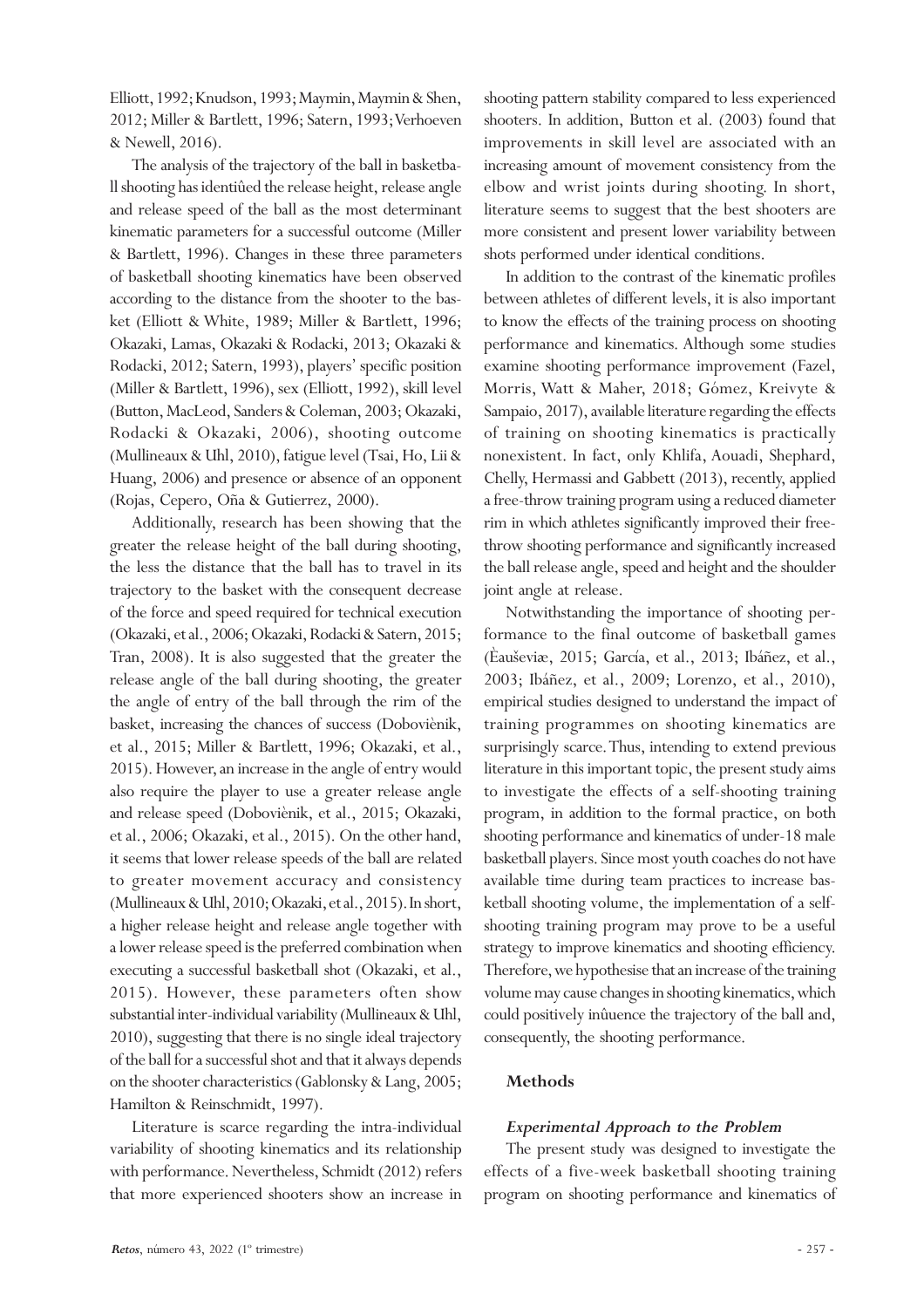Elliott, 1992; Knudson, 1993; Maymin, Maymin & Shen, 2012; Miller & Bartlett, 1996; Satern, 1993; Verhoeven & Newell, 2016).

The analysis of the trajectory of the ball in basketball shooting has identiûed the release height, release angle and release speed of the ball as the most determinant kinematic parameters for a successful outcome (Miller & Bartlett, 1996). Changes in these three parameters of basketball shooting kinematics have been observed according to the distance from the shooter to the basket (Elliott & White, 1989; Miller & Bartlett, 1996; Okazaki, Lamas, Okazaki & Rodacki, 2013; Okazaki & Rodacki, 2012; Satern, 1993), players' specific position (Miller & Bartlett, 1996), sex (Elliott, 1992), skill level (Button, MacLeod, Sanders & Coleman, 2003; Okazaki, Rodacki & Okazaki, 2006), shooting outcome (Mullineaux & Uhl, 2010), fatigue level (Tsai, Ho, Lii & Huang, 2006) and presence or absence of an opponent (Rojas, Cepero, Oña & Gutierrez, 2000).

Additionally, research has been showing that the greater the release height of the ball during shooting, the less the distance that the ball has to travel in its trajectory to the basket with the consequent decrease of the force and speed required for technical execution (Okazaki, et al., 2006; Okazaki, Rodacki & Satern, 2015; Tran, 2008). It is also suggested that the greater the release angle of the ball during shooting, the greater the angle of entry of the ball through the rim of the basket, increasing the chances of success (Doboviènik, et al., 2015; Miller & Bartlett, 1996; Okazaki, et al., 2015). However, an increase in the angle of entry would also require the player to use a greater release angle and release speed (Doboviènik, et al., 2015; Okazaki, et al., 2006; Okazaki, et al., 2015). On the other hand, it seems that lower release speeds of the ball are related to greater movement accuracy and consistency (Mullineaux & Uhl, 2010; Okazaki, et al., 2015). In short, a higher release height and release angle together with a lower release speed is the preferred combination when executing a successful basketball shot (Okazaki, et al., 2015). However, these parameters often show substantial inter-individual variability (Mullineaux & Uhl, 2010), suggesting that there is no single ideal trajectory of the ball for a successful shot and that it always depends on the shooter characteristics (Gablonsky & Lang, 2005; Hamilton & Reinschmidt, 1997).

Literature is scarce regarding the intra-individual variability of shooting kinematics and its relationship with performance. Nevertheless, Schmidt (2012) refers that more experienced shooters show an increase in shooting pattern stability compared to less experienced shooters. In addition, Button et al. (2003) found that improvements in skill level are associated with an increasing amount of movement consistency from the elbow and wrist joints during shooting. In short, literature seems to suggest that the best shooters are more consistent and present lower variability between shots performed under identical conditions.

In addition to the contrast of the kinematic profiles between athletes of different levels, it is also important to know the effects of the training process on shooting performance and kinematics. Although some studies examine shooting performance improvement (Fazel, Morris, Watt & Maher, 2018; Gómez, Kreivyte & Sampaio, 2017), available literature regarding the effects of training on shooting kinematics is practically nonexistent. In fact, only Khlifa, Aouadi, Shephard, Chelly, Hermassi and Gabbett (2013), recently, applied a free-throw training program using a reduced diameter rim in which athletes significantly improved their free-throw shooting performance and significantly increased the ball release angle, speed and height and the shoulder joint angle at release.

Notwithstanding the importance of shooting performance to the final outcome of basketball games (Èauševiæ, 2015; García, et al., 2013; Ibáñez, et al., 2003; Ibáñez, et al., 2009; Lorenzo, et al., 2010), empirical studies designed to understand the impact of training programmes on shooting kinematics are surprisingly scarce. Thus, intending to extend previous literature in this important topic, the present study aims to investigate the effects of a self-shooting training program, in addition to the formal practice, on both shooting performance and kinematics of under-18 male basketball players. Since most youth coaches do not have available time during team practices to increase basketball shooting volume, the implementation of a self-shooting training program may prove to be a useful strategy to improve kinematics and shooting efficiency. Therefore, we hypothesise that an increase of the training volume may cause changes in shooting kinematics, which could positively inûuence the trajectory of the ball and, consequently, the shooting performance.

## Methods

### *Experimental Approach to the Problem*

The present study was designed to investigate the effects of a five-week basketball shooting training program on shooting performance and kinematics of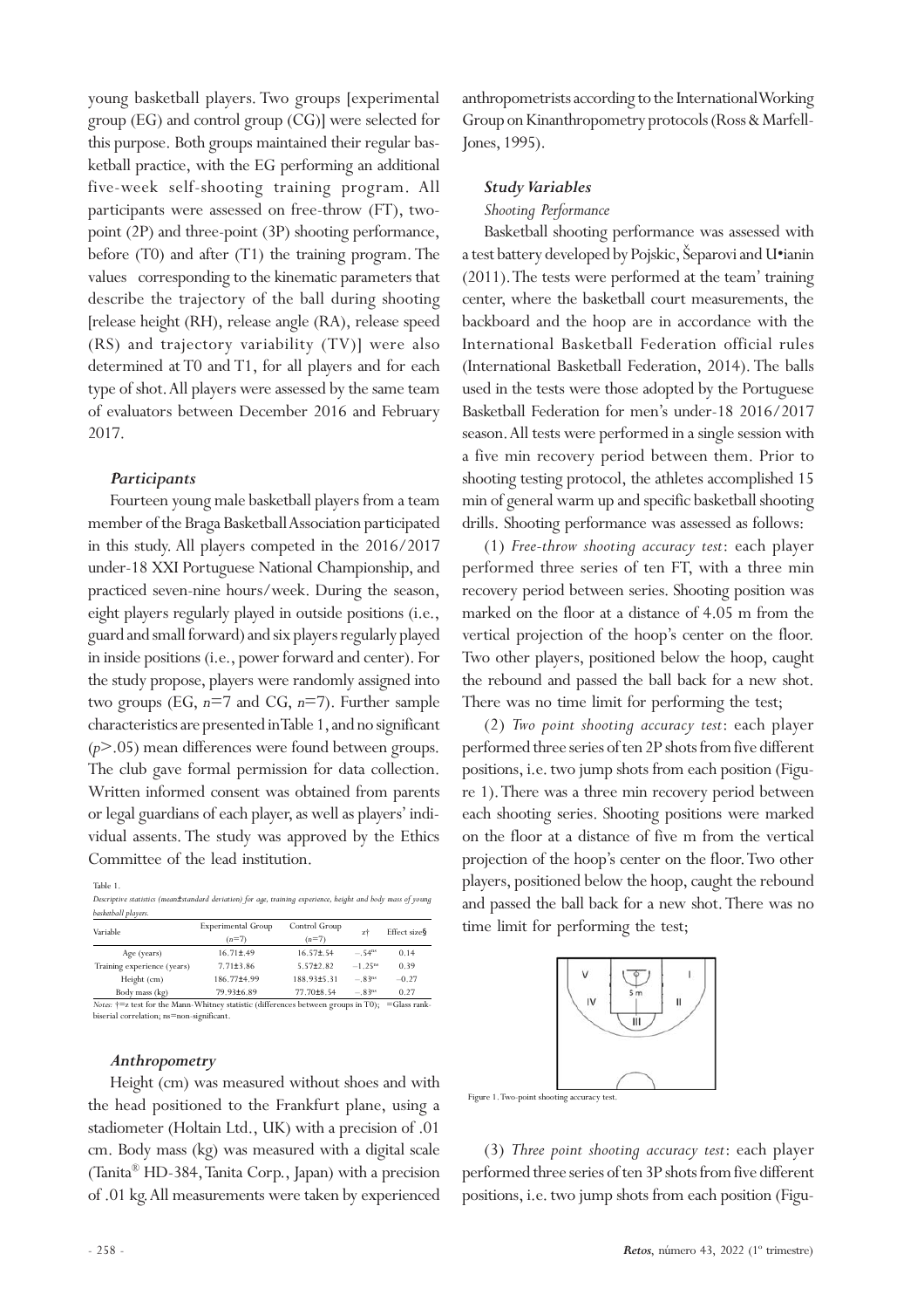young basketball players. Two groups [experimental group (EG) and control group (CG)] were selected for this purpose. Both groups maintained their regular basketball practice, with the EG performing an additional five-week self-shooting training program. All participants were assessed on free-throw (FT), two-point (2P) and three-point (3P) shooting performance, before (T0) and after (T1) the training program. The values corresponding to the kinematic parameters that describe the trajectory of the ball during shooting [release height (RH), release angle (RA), release speed (RS) and trajectory variability (TV)] were also determined at T0 and T1, for all players and for each type of shot. All players were assessed by the same team of evaluators between December 2016 and February 2017.

### *Participants*

Fourteen young male basketball players from a team member of the Braga Basketball Association participated in this study. All players competed in the 2016/2017 under-18 XXI Portuguese National Championship, and practiced seven-nine hours/week. During the season, eight players regularly played in outside positions (i.e., guard and small forward) and six players regularly played in inside positions (i.e., power forward and center). For the study propose, players were randomly assigned into two groups (EG, $n$=7 and CG, $n$=7). Further sample characteristics are presented in Table 1, and no significant ($p$>.05) mean differences were found between groups. The club gave formal permission for data collection. Written informed consent was obtained from parents or legal guardians of each player, as well as players' individual assents. The study was approved by the Ethics Committee of the lead institution.

Table 1.
*Descriptive statistics (mean±standard deviation) for age, training experience, height and body mass of young basketball players.*

| Variable | Experimental Group ($n$=7) | Control Group ($n$=7) | z† | Effect size§ |
|---|---|---|---|---|
| Age (years) | 16.71±.49 | 16.57±.54 | −.54[ns] | 0.14 |
| Training experience (years) | 7.71±3.86 | 5.57±2.82 | −1.25[ns] | 0.39 |
| Height (cm) | 186.77±4.99 | 188.93±5.31 | −.83[ns] | −0.27 |
| Body mass (kg) | 79.93±6.89 | 77.70±8.54 | −.83[ns] | 0.27 |

*Notes:* †=z test for the Mann-Whitney statistic (differences between groups in T0); =Glass rank-biserial correlation; ns=non-significant.

### *Anthropometry*

Height (cm) was measured without shoes and with the head positioned to the Frankfurt plane, using a stadiometer (Holtain Ltd., UK) with a precision of .01 cm. Body mass (kg) was measured with a digital scale (Tanita® HD-384, Tanita Corp., Japan) with a precision of .01 kg. All measurements were taken by experienced anthropometrists according to the International Working Group on Kinanthropometry protocols (Ross & Marfell-Jones, 1995).

### *Study Variables*

*Shooting Performance*

Basketball shooting performance was assessed with a test battery developed by Pojskic, Šeparovi and U•ianin (2011). The tests were performed at the team' training center, where the basketball court measurements, the backboard and the hoop are in accordance with the International Basketball Federation official rules (International Basketball Federation, 2014). The balls used in the tests were those adopted by the Portuguese Basketball Federation for men's under-18 2016/2017 season. All tests were performed in a single session with a five min recovery period between them. Prior to shooting testing protocol, the athletes accomplished 15 min of general warm up and specific basketball shooting drills. Shooting performance was assessed as follows:

(1) *Free-throw shooting accuracy test*: each player performed three series of ten FT, with a three min recovery period between series. Shooting position was marked on the floor at a distance of 4.05 m from the vertical projection of the hoop's center on the floor. Two other players, positioned below the hoop, caught the rebound and passed the ball back for a new shot. There was no time limit for performing the test;

(2) *Two point shooting accuracy test*: each player performed three series of ten 2P shots from five different positions, i.e. two jump shots from each position (Figure 1). There was a three min recovery period between each shooting series. Shooting positions were marked on the floor at a distance of five m from the vertical projection of the hoop's center on the floor. Two other players, positioned below the hoop, caught the rebound and passed the ball back for a new shot. There was no time limit for performing the test;

Figure 1. Two-point shooting accuracy test.

(3) *Three point shooting accuracy test*: each player performed three series of ten 3P shots from five different positions, i.e. two jump shots from each position (Figu-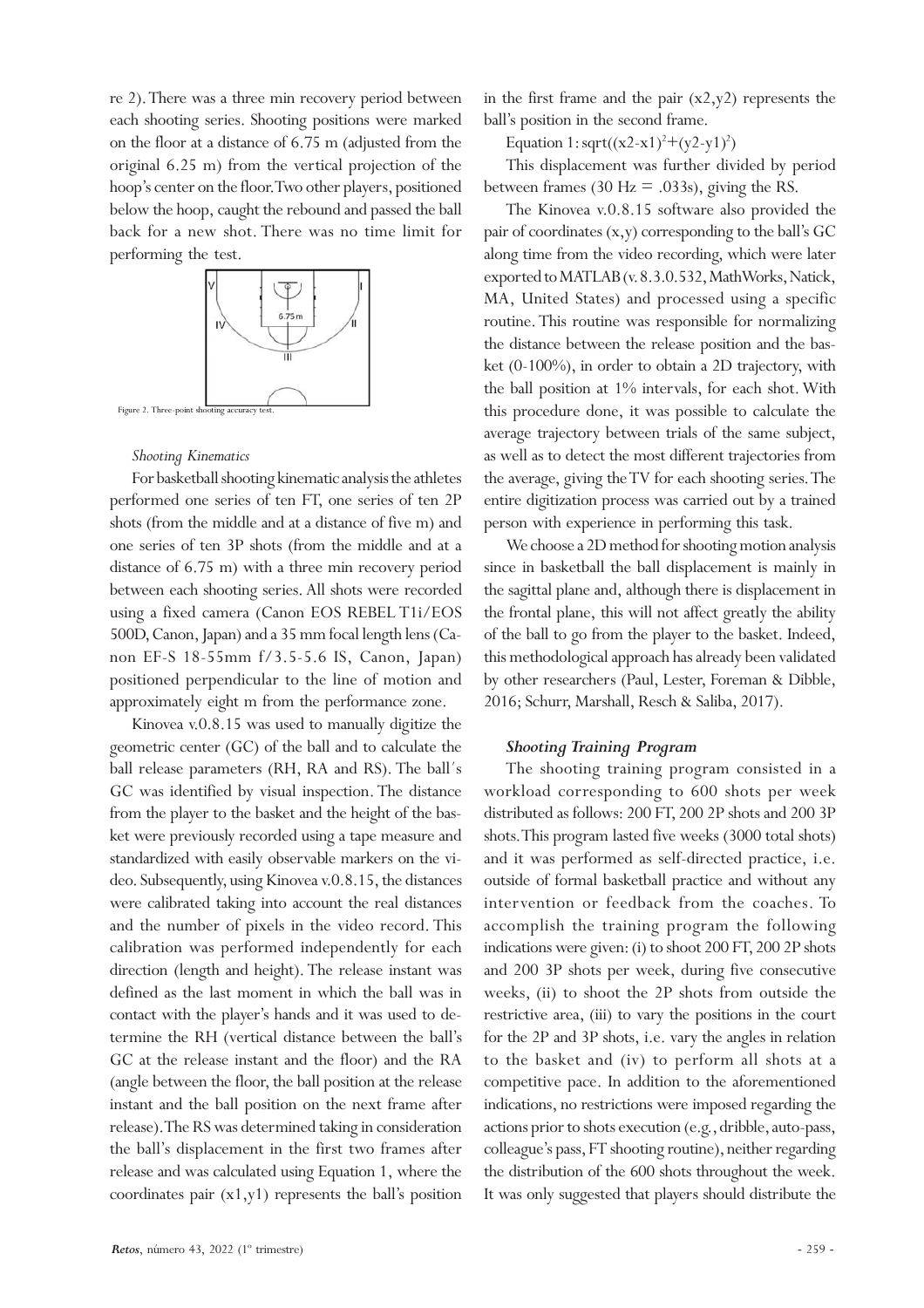re 2). There was a three min recovery period between each shooting series. Shooting positions were marked on the floor at a distance of 6.75 m (adjusted from the original 6.25 m) from the vertical projection of the hoop's center on the floor. Two other players, positioned below the hoop, caught the rebound and passed the ball back for a new shot. There was no time limit for performing the test.

Figure 2. Three-point shooting accuracy test.

*Shooting Kinematics*

For basketball shooting kinematic analysis the athletes performed one series of ten FT, one series of ten 2P shots (from the middle and at a distance of five m) and one series of ten 3P shots (from the middle and at a distance of 6.75 m) with a three min recovery period between each shooting series. All shots were recorded using a fixed camera (Canon EOS REBEL T1i/EOS 500D, Canon, Japan) and a 35 mm focal length lens (Canon EF-S 18-55mm f/3.5-5.6 IS, Canon, Japan) positioned perpendicular to the line of motion and approximately eight m from the performance zone.

Kinovea v.0.8.15 was used to manually digitize the geometric center (GC) of the ball and to calculate the ball release parameters (RH, RA and RS). The ball's GC was identified by visual inspection. The distance from the player to the basket and the height of the basket were previously recorded using a tape measure and standardized with easily observable markers on the video. Subsequently, using Kinovea v.0.8.15, the distances were calibrated taking into account the real distances and the number of pixels in the video record. This calibration was performed independently for each direction (length and height). The release instant was defined as the last moment in which the ball was in contact with the player's hands and it was used to determine the RH (vertical distance between the ball's GC at the release instant and the floor) and the RA (angle between the floor, the ball position at the release instant and the ball position on the next frame after release). The RS was determined taking in consideration the ball's displacement in the first two frames after release and was calculated using Equation 1, where the coordinates pair $(x1,y1)$ represents the ball's position in the first frame and the pair $(x2,y2)$ represents the ball's position in the second frame.

Equation 1: $\text{sqrt}((x2-x1)^2+(y2-y1)^2)$

This displacement was further divided by period between frames (30 Hz = .033s), giving the RS.

The Kinovea v.0.8.15 software also provided the pair of coordinates $(x,y)$ corresponding to the ball's GC along time from the video recording, which were later exported to MATLAB (v. 8.3.0.532, MathWorks, Natick, MA, United States) and processed using a specific routine. This routine was responsible for normalizing the distance between the release position and the basket (0-100%), in order to obtain a 2D trajectory, with the ball position at 1% intervals, for each shot. With this procedure done, it was possible to calculate the average trajectory between trials of the same subject, as well as to detect the most different trajectories from the average, giving the TV for each shooting series. The entire digitization process was carried out by a trained person with experience in performing this task.

We choose a 2D method for shooting motion analysis since in basketball the ball displacement is mainly in the sagittal plane and, although there is displacement in the frontal plane, this will not affect greatly the ability of the ball to go from the player to the basket. Indeed, this methodological approach has already been validated by other researchers (Paul, Lester, Foreman & Dibble, 2016; Schurr, Marshall, Resch & Saliba, 2017).

***Shooting Training Program***

The shooting training program consisted in a workload corresponding to 600 shots per week distributed as follows: 200 FT, 200 2P shots and 200 3P shots. This program lasted five weeks (3000 total shots) and it was performed as self-directed practice, i.e. outside of formal basketball practice and without any intervention or feedback from the coaches. To accomplish the training program the following indications were given: (i) to shoot 200 FT, 200 2P shots and 200 3P shots per week, during five consecutive weeks, (ii) to shoot the 2P shots from outside the restrictive area, (iii) to vary the positions in the court for the 2P and 3P shots, i.e. vary the angles in relation to the basket and (iv) to perform all shots at a competitive pace. In addition to the aforementioned indications, no restrictions were imposed regarding the actions prior to shots execution (e.g., dribble, auto-pass, colleague's pass, FT shooting routine), neither regarding the distribution of the 600 shots throughout the week. It was only suggested that players should distribute the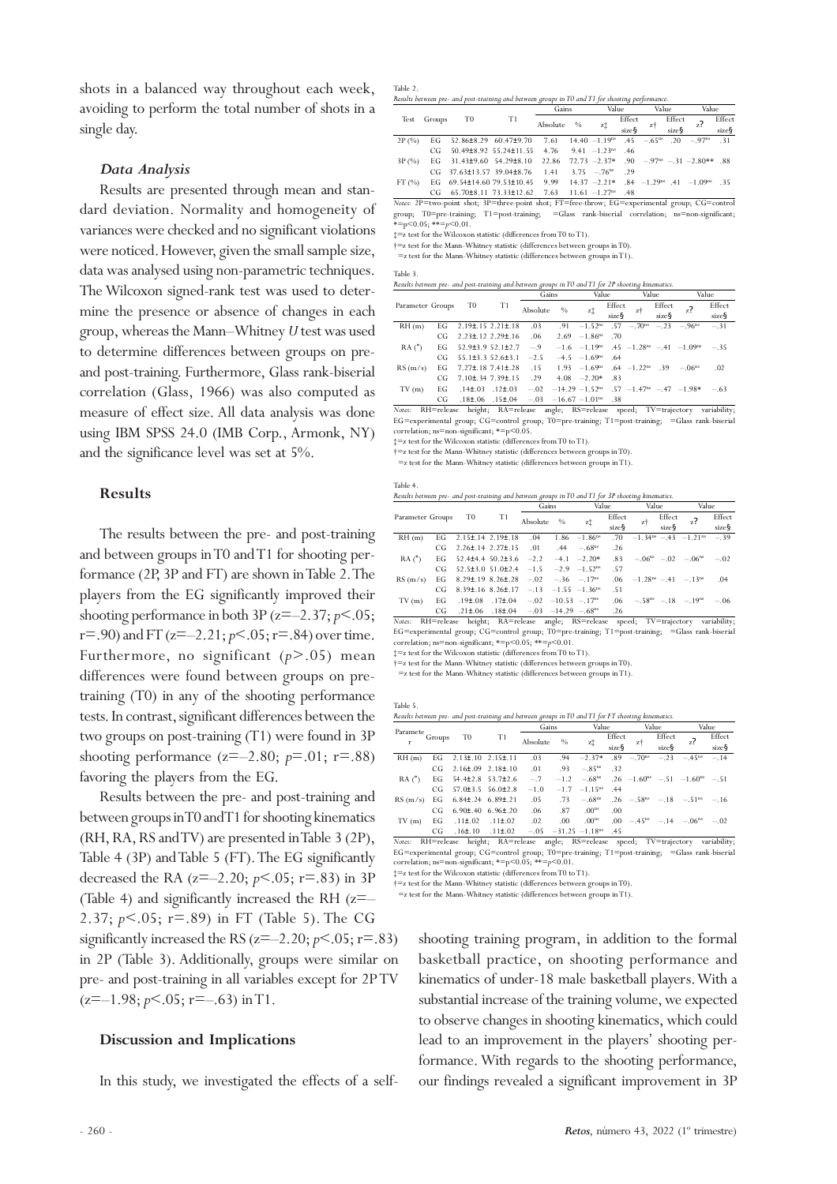shots in a balanced way throughout each week, avoiding to perform the total number of shots in a single day.

### *Data Analysis*

Results are presented through mean and standard deviation. Normality and homogeneity of variances were checked and no significant violations were noticed. However, given the small sample size, data was analysed using non-parametric techniques. The Wilcoxon signed-rank test was used to determine the presence or absence of changes in each group, whereas the Mann–Whitney *U* test was used to determine differences between groups on pre- and post-training. Furthermore, Glass rank-biserial correlation (Glass, 1966) was also computed as measure of effect size. All data analysis was done using IBM SPSS 24.0 (IMB Corp., Armonk, NY) and the significance level was set at 5%.

## Results

The results between the pre- and post-training and between groups in T0 and T1 for shooting performance (2P, 3P and FT) are shown in Table 2. The players from the EG significantly improved their shooting performance in both 3P ($z=-2.37$; $p<.05$; $r=.90$) and FT ($z=-2.21$; $p<.05$; $r=.84$) over time. Furthermore, no significant ($p>.05$) mean differences were found between groups on pre-training (T0) in any of the shooting performance tests. In contrast, significant differences between the two groups on post-training (T1) were found in 3P shooting performance ($z=-2.80$; $p=.01$; $r=.88$) favoring the players from the EG.

Results between the pre- and post-training and between groups in T0 and T1 for shooting kinematics (RH, RA, RS and TV) are presented in Table 3 (2P), Table 4 (3P) and Table 5 (FT). The EG significantly decreased the RA ($z=-2.20$; $p<.05$; $r=.83$) in 3P (Table 4) and significantly increased the RH ($z=-2.37$; $p<.05$; $r=.89$) in FT (Table 5). The CG significantly increased the RS ($z=-2.20$; $p<.05$; $r=.83$) in 2P (Table 3). Additionally, groups were similar on pre- and post-training in all variables except for 2P TV ($z=-1.98$; $p<.05$; $r=-.63$) in T1.

Table 2.
*Results between pre- and post-training and between groups in T0 and T1 for shooting performance.*

| Test | Groups | T0 | T1 | Gains | | Value | | Value | | Value | |
|---|---|---|---|---|---|---|---|---|---|---|---|
| | | | | Absolute | % | z‡ | Effect size§ | z† | Effect size§ | z? | Effect size§ |
| 2P (%) | EG | 52.86±8.29 | 60.47±9.70 | 7.61 | 14.40 | −1.19ns | .45 | −.65ns | .20 | −.97ns | .31 |
| | CG | 50.49±8.92 | 55.24±11.55 | 4.76 | 9.41 | −1.23ns | .46 | | | | |
| 3P (%) | EG | 31.43±9.60 | 54.29±8.10 | 22.86 | 72.73 | −2.37* | .90 | −.97ns | −.31 | −2.80** | .88 |
| | CG | 37.63±13.57 | 39.04±8.76 | 1.41 | 3.75 | −.76ns | .29 | | | | |
| FT (%) | EG | 69.54±14.60 | 79.53±10.45 | 9.99 | 14.37 | −2.21* | .84 | −1.29ns | .41 | −1.09ns | .35 |
| | CG | 65.70±8.11 | 73.33±12.62 | 7.63 | 11.61 | −1.27ns | .48 | | | | |

*Notes:* 2P=two-point shot; 3P=three-point shot; FT=free-throw; EG=experimental group; CG=control group; T0=pre-training; T1=post-training; =Glass rank-biserial correlation; ns=non-significant; *=p<0.05; **=p<0.01.
‡=z test for the Wilcoxon statistic (differences from T0 to T1).
†=z test for the Mann-Whitney statistic (differences between groups in T0).
=z test for the Mann-Whitney statistic (differences between groups in T1).

Table 3.
*Results between pre- and post-training and between groups in T0 and T1 for 2P shooting kinematics.*

| Parameter | Groups | T0 | T1 | Gains | | Value | | Value | | Value | |
|---|---|---|---|---|---|---|---|---|---|---|---|
| | | | | Absolute | % | z‡ | Effect size§ | z† | Effect size§ | z? | Effect size§ |
| RH (m) | EG | 2.19±.15 | 2.21±.18 | .03 | .91 | −1.52ns | .57 | −.70ns | −.23 | −.96ns | −.31 |
| | CG | 2.23±.12 | 2.29±.16 | .06 | 2.69 | −1.86ns | .70 | | | | |
| RA (°) | EG | 52.9±3.9 | 52.1±2.7 | −.9 | −1.6 | −1.19ns | .45 | −1.28ns | −.41 | −1.09ns | −.35 |
| | CG | 55.1±3.3 | 52.6±3.1 | −2.5 | −4.5 | −1.69ns | .64 | | | | |
| RS (m/s) | EG | 7.27±.18 | 7.41±.28 | .15 | 1.93 | −1.69ns | .64 | −1.22ns | .39 | −.06ns | .02 |
| | CG | 7.10±.34 | 7.39±.15 | .29 | 4.08 | −2.20* | .83 | | | | |
| TV (m) | EG | .14±.03 | .12±.03 | −.02 | −14.29 | −1.52ns | .57 | −1.47ns | −.47 | −1.98* | −.63 |
| | CG | .18±.06 | .15±.04 | −.03 | −16.67 | −1.01ns | .38 | | | | |

*Notes:* RH=release height; RA=release angle; RS=release speed; TV=trajectory variability; EG=experimental group; CG=control group; T0=pre-training; T1=post-training; =Glass rank-biserial correlation; ns=non-significant; *=p<0.05.
‡=z test for the Wilcoxon statistic (differences from T0 to T1).
†=z test for the Mann-Whitney statistic (differences between groups in T0).
=z test for the Mann-Whitney statistic (differences between groups in T1).

Table 4.
*Results between pre- and post-training and between groups in T0 and T1 for 3P shooting kinematics.*

| Parameter | Groups | T0 | T1 | Gains | | Value | | Value | | Value | |
|---|---|---|---|---|---|---|---|---|---|---|---|
| | | | | Absolute | % | z‡ | Effect size§ | z† | Effect size§ | z? | Effect size§ |
| RH (m) | EG | 2.15±.14 | 2.19±.18 | .04 | 1.86 | −1.86ns | .70 | −1.34ns | −.43 | −1.21ns | −.39 |
| | CG | 2.26±.14 | 2.27±.15 | .01 | .44 | −.68ns | .26 | | | | |
| RA (°) | EG | 52.4±4.4 | 50.2±3.6 | −2.2 | −4.1 | −2.20* | .83 | −.06ns | −.02 | −.06ns | −.02 |
| | CG | 52.5±3.0 | 51.0±2.4 | −1.5 | −2.9 | −1.52ns | .57 | | | | |
| RS (m/s) | EG | 8.29±.19 | 8.26±.28 | −.02 | −.36 | −.17ns | .06 | −1.28ns | −.41 | −.13ns | .04 |
| | CG | 8.39±.16 | 8.26±.17 | −.13 | −1.55 | −1.36ns | .51 | | | | |
| TV (m) | EG | .19±.08 | .17±.04 | −.02 | −10.53 | −.17ns | .06 | −.58ns | −.18 | −.19ns | −.06 |
| | CG | .21±.06 | .18±.04 | −.03 | −14.29 | −.68ns | .26 | | | | |

*Notes:* RH=release height; RA=release angle; RS=release speed; TV=trajectory variability; EG=experimental group; CG=control group; T0=pre-training; T1=post-training; =Glass rank-biserial correlation; ns=non-significant; *=p<0.05; **=p<0.01.
‡=z test for the Wilcoxon statistic (differences from T0 to T1).
†=z test for the Mann-Whitney statistic (differences between groups in T0).
=z test for the Mann-Whitney statistic (differences between groups in T1).

Table 5.
*Results between pre- and post-training and between groups in T0 and T1 for FT shooting kinematics.*

| Parameter | Groups | T0 | T1 | Gains | | Value | | Value | | Value | |
|---|---|---|---|---|---|---|---|---|---|---|---|
| | | | | Absolute | % | z‡ | Effect size§ | z† | Effect size§ | z? | Effect size§ |
| RH (m) | EG | 2.13±.10 | 2.15±.11 | .03 | .94 | −2.37* | .89 | −.70ns | −.23 | −.45ns | −.14 |
| | CG | 2.16±.09 | 2.18±.10 | .01 | .93 | −.85ns | .32 | | | | |
| RA (°) | EG | 54.4±2.8 | 53.7±2.6 | −.7 | −1.2 | −.68ns | .26 | −1.60ns | −.51 | −1.60ns | −.51 |
| | CG | 57.0±3.5 | 56.0±2.8 | −1.0 | −1.7 | −1.15ns | .44 | | | | |
| RS (m/s) | EG | 6.84±.24 | 6.89±.21 | .05 | .73 | −.68ns | .26 | −.58ns | −.18 | −.51ns | −.16 |
| | CG | 6.90±.40 | 6.96±.20 | .06 | .87 | .00ns | .00 | | | | |
| TV (m) | EG | .11±.02 | .11±.02 | .02 | .00 | .00ns | .00 | −.45ns | −.14 | −.06ns | −.02 |
| | CG | .16±.10 | .11±.02 | −.05 | −31.25 | −1.18ns | .45 | | | | |

*Notes:* RH=release height; RA=release angle; RS=release speed; TV=trajectory variability; EG=experimental group; CG=control group; T0=pre-training; T1=post-training; =Glass rank-biserial correlation; ns=non-significant; *=p<0.05; **=p<0.01.
‡=z test for the Wilcoxon statistic (differences from T0 to T1).
†=z test for the Mann-Whitney statistic (differences between groups in T0).
=z test for the Mann-Whitney statistic (differences between groups in T1).

## Discussion and Implications

In this study, we investigated the effects of a self-shooting training program, in addition to the formal basketball practice, on shooting performance and kinematics of under-18 male basketball players. With a substantial increase of the training volume, we expected to observe changes in shooting kinematics, which could lead to an improvement in the players' shooting performance. With regards to the shooting performance, our findings revealed a significant improvement in 3P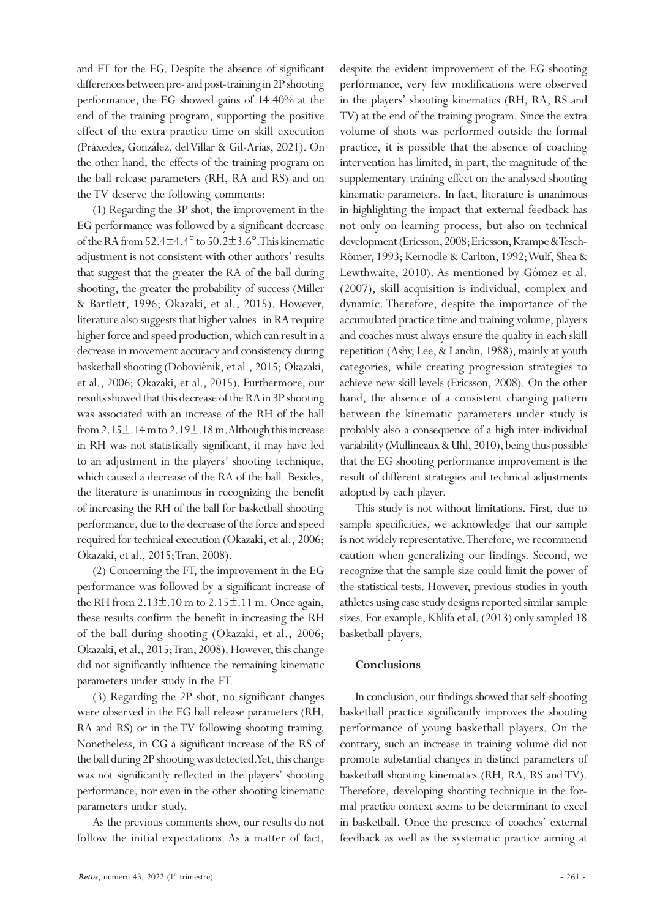and FT for the EG. Despite the absence of significant differences between pre- and post-training in 2P shooting performance, the EG showed gains of 14.40% at the end of the training program, supporting the positive effect of the extra practice time on skill execution (Práxedes, González, del Villar & Gil-Arias, 2021). On the other hand, the effects of the training program on the ball release parameters (RH, RA and RS) and on the TV deserve the following comments:

(1) Regarding the 3P shot, the improvement in the EG performance was followed by a significant decrease of the RA from 52.4±4.4° to 50.2±3.6°. This kinematic adjustment is not consistent with other authors' results that suggest that the greater the RA of the ball during shooting, the greater the probability of success (Miller & Bartlett, 1996; Okazaki, et al., 2015). However, literature also suggests that higher values in RA require higher force and speed production, which can result in a decrease in movement accuracy and consistency during basketball shooting (Doboviènik, et al., 2015; Okazaki, et al., 2006; Okazaki, et al., 2015). Furthermore, our results showed that this decrease of the RA in 3P shooting was associated with an increase of the RH of the ball from 2.15±.14 m to 2.19±.18 m. Although this increase in RH was not statistically significant, it may have led to an adjustment in the players' shooting technique, which caused a decrease of the RA of the ball. Besides, the literature is unanimous in recognizing the benefit of increasing the RH of the ball for basketball shooting performance, due to the decrease of the force and speed required for technical execution (Okazaki, et al., 2006; Okazaki, et al., 2015; Tran, 2008).

(2) Concerning the FT, the improvement in the EG performance was followed by a significant increase of the RH from 2.13±.10 m to 2.15±.11 m. Once again, these results confirm the benefit in increasing the RH of the ball during shooting (Okazaki, et al., 2006; Okazaki, et al., 2015; Tran, 2008). However, this change did not significantly influence the remaining kinematic parameters under study in the FT.

(3) Regarding the 2P shot, no significant changes were observed in the EG ball release parameters (RH, RA and RS) or in the TV following shooting training. Nonetheless, in CG a significant increase of the RS of the ball during 2P shooting was detected. Yet, this change was not significantly reflected in the players' shooting performance, nor even in the other shooting kinematic parameters under study.

As the previous comments show, our results do not follow the initial expectations. As a matter of fact, despite the evident improvement of the EG shooting performance, very few modifications were observed in the players' shooting kinematics (RH, RA, RS and TV) at the end of the training program. Since the extra volume of shots was performed outside the formal practice, it is possible that the absence of coaching intervention has limited, in part, the magnitude of the supplementary training effect on the analysed shooting kinematic parameters. In fact, literature is unanimous in highlighting the impact that external feedback has not only on learning process, but also on technical development (Ericsson, 2008; Ericsson, Krampe & Tesch-Römer, 1993; Kernodle & Carlton, 1992; Wulf, Shea & Lewthwaite, 2010). As mentioned by Gómez et al. (2007), skill acquisition is individual, complex and dynamic. Therefore, despite the importance of the accumulated practice time and training volume, players and coaches must always ensure the quality in each skill repetition (Ashy, Lee, & Landin, 1988), mainly at youth categories, while creating progression strategies to achieve new skill levels (Ericsson, 2008). On the other hand, the absence of a consistent changing pattern between the kinematic parameters under study is probably also a consequence of a high inter-individual variability (Mullineaux & Uhl, 2010), being thus possible that the EG shooting performance improvement is the result of different strategies and technical adjustments adopted by each player.

This study is not without limitations. First, due to sample specificities, we acknowledge that our sample is not widely representative. Therefore, we recommend caution when generalizing our findings. Second, we recognize that the sample size could limit the power of the statistical tests. However, previous studies in youth athletes using case study designs reported similar sample sizes. For example, Khlifa et al. (2013) only sampled 18 basketball players.

## Conclusions

In conclusion, our findings showed that self-shooting basketball practice significantly improves the shooting performance of young basketball players. On the contrary, such an increase in training volume did not promote substantial changes in distinct parameters of basketball shooting kinematics (RH, RA, RS and TV). Therefore, developing shooting technique in the formal practice context seems to be determinant to excel in basketball. Once the presence of coaches' external feedback as well as the systematic practice aiming at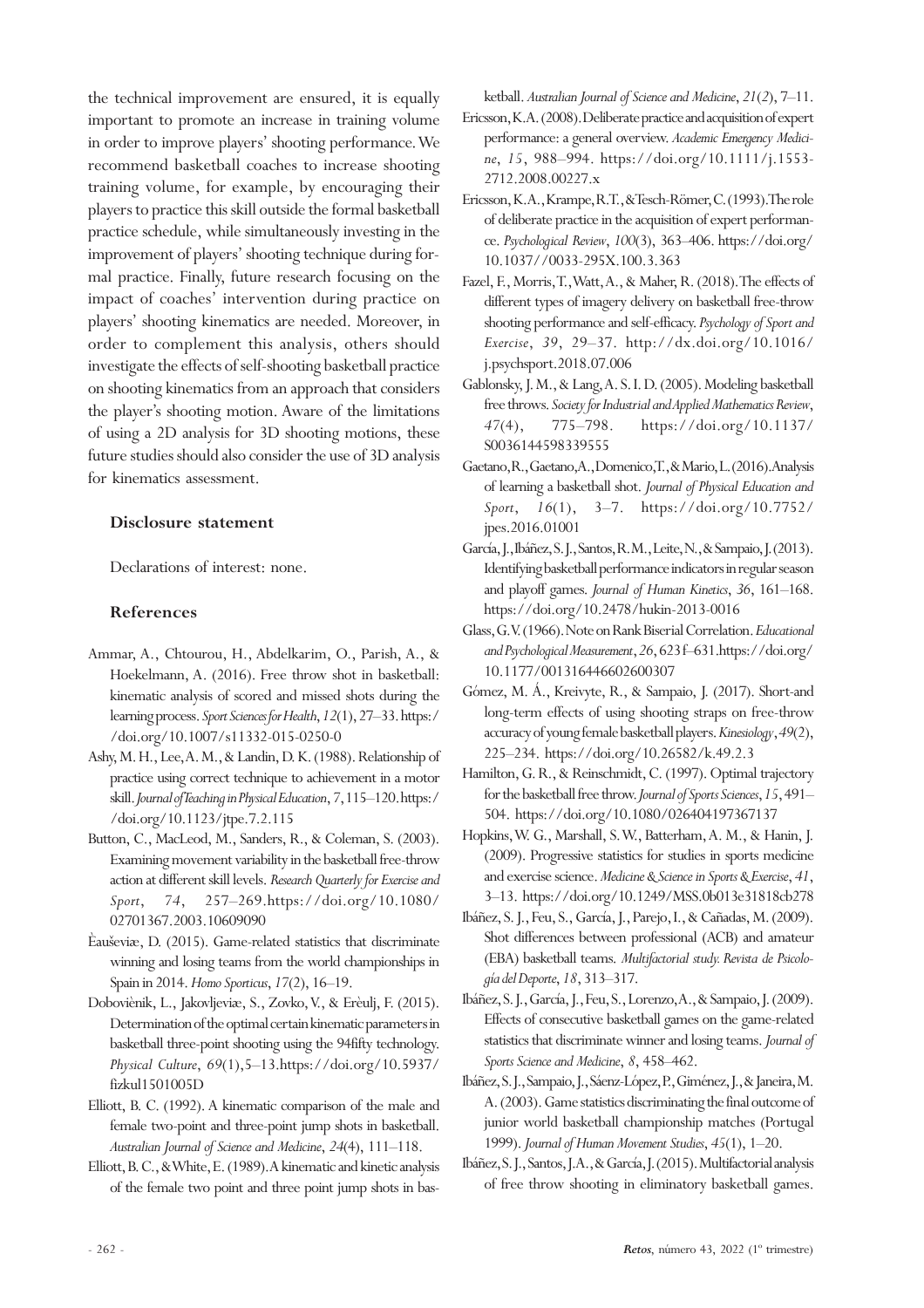the technical improvement are ensured, it is equally important to promote an increase in training volume in order to improve players' shooting performance. We recommend basketball coaches to increase shooting training volume, for example, by encouraging their players to practice this skill outside the formal basketball practice schedule, while simultaneously investing in the improvement of players' shooting technique during formal practice. Finally, future research focusing on the impact of coaches' intervention during practice on players' shooting kinematics are needed. Moreover, in order to complement this analysis, others should investigate the effects of self-shooting basketball practice on shooting kinematics from an approach that considers the player's shooting motion. Aware of the limitations of using a 2D analysis for 3D shooting motions, these future studies should also consider the use of 3D analysis for kinematics assessment.

### Disclosure statement

Declarations of interest: none.

### References

Ammar, A., Chtourou, H., Abdelkarim, O., Parish, A., & Hoekelmann, A. (2016). Free throw shot in basketball: kinematic analysis of scored and missed shots during the learning process. *Sport Sciences for Health*, *12*(1), 27–33. https://doi.org/10.1007/s11332-015-0250-0

Ashy, M. H., Lee, A. M., & Landin, D. K. (1988). Relationship of practice using correct technique to achievement in a motor skill. *Journal of Teaching in Physical Education*, 7, 115–120. https://doi.org/10.1123/jtpe.7.2.115

Button, C., MacLeod, M., Sanders, R., & Coleman, S. (2003). Examining movement variability in the basketball free-throw action at different skill levels. *Research Quarterly for Exercise and Sport*, *74*, 257–269. https://doi.org/10.1080/02701367.2003.10609090

Èauševiæ, D. (2015). Game-related statistics that discriminate winning and losing teams from the world championships in Spain in 2014. *Homo Sporticus*, *17*(2), 16–19.

Doboviènik, L., Jakovljeviæ, S., Zovko, V., & Erèulj, F. (2015). Determination of the optimal certain kinematic parameters in basketball three-point shooting using the 94fifty technology. *Physical Culture*, *69*(1), 5–13. https://doi.org/10.5937/fizkul1501005D

Elliott, B. C. (1992). A kinematic comparison of the male and female two-point and three-point jump shots in basketball. *Australian Journal of Science and Medicine*, *24*(4), 111–118.

Elliott, B. C., & White, E. (1989). A kinematic and kinetic analysis of the female two point and three point jump shots in basketball. *Australian Journal of Science and Medicine*, *21*(2), 7–11.

Ericsson, K.A. (2008). Deliberate practice and acquisition of expert performance: a general overview. *Academic Emergency Medicine*, *15*, 988–994. https://doi.org/10.1111/j.1553-2712.2008.00227.x

Ericsson, K.A., Krampe, R.T., & Tesch-Römer, C. (1993). The role of deliberate practice in the acquisition of expert performance. *Psychological Review*, *100*(3), 363–406. https://doi.org/10.1037//0033-295X.100.3.363

Fazel, F., Morris, T., Watt, A., & Maher, R. (2018). The effects of different types of imagery delivery on basketball free-throw shooting performance and self-efficacy. *Psychology of Sport and Exercise*, *39*, 29–37. http://dx.doi.org/10.1016/j.psychsport.2018.07.006

Gablonsky, J. M., & Lang, A. S. I. D. (2005). Modeling basketball free throws. *Society for Industrial and Applied Mathematics Review*, *47*(4), 775–798. https://doi.org/10.1137/S0036144598339555

Gaetano, R., Gaetano, A., Domenico, T., & Mario, L. (2016). Analysis of learning a basketball shot. *Journal of Physical Education and Sport*, *16*(1), 3–7. https://doi.org/10.7752/jpes.2016.01001

García, J., Ibáñez, S. J., Santos, R. M., Leite, N., & Sampaio, J. (2013). Identifying basketball performance indicators in regular season and playoff games. *Journal of Human Kinetics*, *36*, 161–168. https://doi.org/10.2478/hukin-2013-0016

Glass, G. V. (1966). Note on Rank Biserial Correlation. *Educational and Psychological Measurement*, *26*, 623 f–631. https://doi.org/10.1177/001316446602600307

Gómez, M. Á., Kreivyte, R., & Sampaio, J. (2017). Short-and long-term effects of using shooting straps on free-throw accuracy of young female basketball players. *Kinesiology*, *49*(2), 225–234. https://doi.org/10.26582/k.49.2.3

Hamilton, G. R., & Reinschmidt, C. (1997). Optimal trajectory for the basketball free throw. *Journal of Sports Sciences*, *15*, 491–504. https://doi.org/10.1080/026404197367137

Hopkins, W. G., Marshall, S. W., Batterham, A. M., & Hanin, J. (2009). Progressive statistics for studies in sports medicine and exercise science. *Medicine & Science in Sports & Exercise*, *41*, 3–13. https://doi.org/10.1249/MSS.0b013e31818cb278

Ibáñez, S. J., Feu, S., García, J., Parejo, I., & Cañadas, M. (2009). Shot differences between professional (ACB) and amateur (EBA) basketball teams. *Multifactorial study. Revista de Psicología del Deporte*, *18*, 313–317.

Ibáñez, S. J., García, J., Feu, S., Lorenzo, A., & Sampaio, J. (2009). Effects of consecutive basketball games on the game-related statistics that discriminate winner and losing teams. *Journal of Sports Science and Medicine*, *8*, 458–462.

Ibáñez, S. J., Sampaio, J., Sáenz-López, P., Giménez, J., & Janeira, M. A. (2003). Game statistics discriminating the final outcome of junior world basketball championship matches (Portugal 1999). *Journal of Human Movement Studies*, *45*(1), 1–20.

Ibáñez, S. J., Santos, J. A., & García, J. (2015). Multifactorial analysis of free throw shooting in eliminatory basketball games.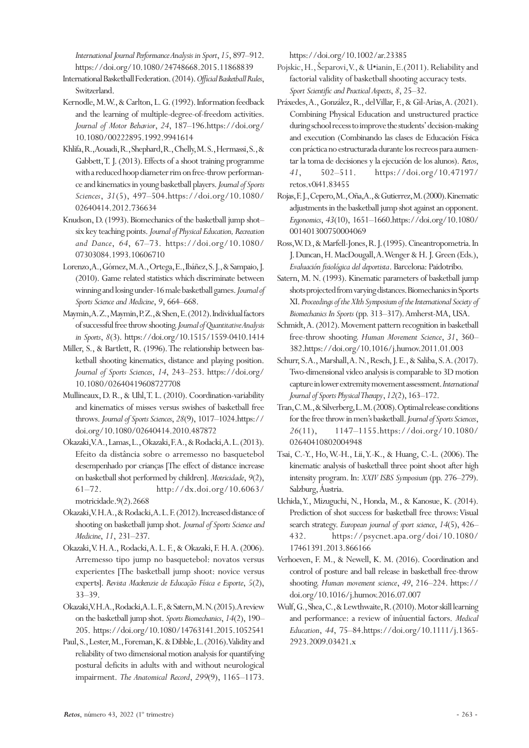*International Journal Performance Analysis in Sport*, *15*, 897–912. https://doi.org/10.1080/24748668.2015.11868839

International Basketball Federation. (2014). *Official Basketball Rules*, Switzerland.

Kernodle, M. W., & Carlton, L. G. (1992). Information feedback and the learning of multiple-degree-of-freedom activities. *Journal of Motor Behavior*, *24*, 187–196.https://doi.org/10.1080/00222895.1992.9941614

Khlifa, R., Aouadi, R., Shephard, R., Chelly, M. S., Hermassi, S., & Gabbett, T. J. (2013). Effects of a shoot training programme with a reduced hoop diameter rim on free-throw performance and kinematics in young basketball players. *Journal of Sports Sciences*, *31*(5), 497–504.https://doi.org/10.1080/02640414.2012.736634

Knudson, D. (1993). Biomechanics of the basketball jump shot– six key teaching points. *Journal of Physical Education, Recreation and Dance*, *64*, 67–73. https://doi.org/10.1080/07303084.1993.10606710

Lorenzo, A., Gómez, M. A., Ortega, E., Ibáñez, S. J., & Sampaio, J. (2010). Game related statistics which discriminate between winning and losing under-16 male basketball games. *Journal of Sports Science and Medicine*, *9*, 664–668.

Maymin, A. Z., Maymin, P. Z., & Shen, E. (2012). Individual factors of successful free throw shooting. *Journal of Quantitative Analysis in Sports*, *8*(3). https://doi.org/10.1515/1559-0410.1414

Miller, S., & Bartlett, R. (1996). The relationship between basketball shooting kinematics, distance and playing position. *Journal of Sports Sciences*, *14*, 243–253. https://doi.org/10.1080/02640419608727708

Mullineaux, D. R., & Uhl, T. L. (2010). Coordination-variability and kinematics of misses versus swishes of basketball free throws. *Journal of Sports Sciences*, *28*(9), 1017–1024.https://doi.org/10.1080/02640414.2010.487872

Okazaki, V. A., Lamas, L., Okazaki, F. A., & Rodacki, A. L. (2013). Efeito da distância sobre o arremesso no basquetebol desempenhado por crianças [The effect of distance increase on basketball shot performed by children]. *Motricidade*, *9*(2), 61–72. http://dx.doi.org/10.6063/motricidade.9(2).2668

Okazaki, V. H. A., & Rodacki, A. L. F. (2012). Increased distance of shooting on basketball jump shot. *Journal of Sports Science and Medicine*, *11*, 231–237.

Okazaki, V. H. A., Rodacki, A. L. F., & Okazaki, F. H. A. (2006). Arremesso tipo jump no basquetebol: novatos versus experientes [The basketball jump shoot: novice versus experts]. *Revista Mackenzie de Educação Física e Esporte*, *5*(2), 33–39.

Okazaki, V. H. A., Rodacki, A. L. F., & Satern, M. N. (2015). A review on the basketball jump shot. *Sports Biomechanics*, *14*(2), 190–205. https://doi.org/10.1080/14763141.2015.1052541

Paul, S., Lester, M., Foreman, K. & Dibble, L. (2016). Validity and reliability of two dimensional motion analysis for quantifying postural deficits in adults with and without neurological impairment. *The Anatomical Record*, *299*(9), 1165–1173. https://doi.org/10.1002/ar.23385

Pojskic, H., Šeparovi, V., & U•ianin, E. (2011). Reliability and factorial validity of basketball shooting accuracy tests. *Sport Scientific and Practical Aspects*, *8*, 25–32.

Práxedes, A., González, R., del Villar, F., & Gil-Arias, A. (2021). Combining Physical Education and unstructured practice during school recess to improve the students' decision-making and execution (Combinando las clases de Educación Física con práctica no estructurada durante los recreos para aumentar la toma de decisiones y la ejecución de los alunos). *Retos*, *41*, 502–511. https://doi.org/10.47197/retos.v0i41.83455

Rojas, F. J., Cepero, M., Oña, A., & Gutierrez, M. (2000). Kinematic adjustments in the basketball jump shot against an opponent. *Ergonomics*, *43*(10), 1651–1660.https://doi.org/10.1080/001401300750004069

Ross, W. D., & Marfell-Jones, R. J. (1995). Cineantropometria. In J. Duncan, H. MacDougall, A. Wenger & H. J. Green (Eds.), *Evaluación fisiológica del deportista*. Barcelona: Paidotribo.

Satern, M. N. (1993). Kinematic parameters of basketball jump shots projected from varying distances. Biomechanics in Sports XI. *Proceedings of the XIth Symposium of the International Society of Biomechanics In Sports* (pp. 313–317). Amherst-MA, USA.

Schmidt, A. (2012). Movement pattern recognition in basketball free-throw shooting. *Human Movement Science*, *31*, 360–382.https://doi.org/10.1016/j.humov.2011.01.003

Schurr, S. A., Marshall, A. N., Resch, J. E., & Saliba, S. A. (2017). Two-dimensional video analysis is comparable to 3D motion capture in lower extremity movement assessment. *International Journal of Sports Physical Therapy*, *12*(2), 163–172.

Tran, C. M., & Silverberg, L. M. (2008). Optimal release conditions for the free throw in men's basketball. *Journal of Sports Sciences*, *26*(11), 1147–1155.https://doi.org/10.1080/02640410802004948

Tsai, C.-Y., Ho, W.-H., Lii, Y.-K., & Huang, C.-L. (2006). The kinematic analysis of basketball three point shoot after high intensity program. In: *XXIV ISBS Symposium* (pp. 276–279). Salzburg, Áustria.

Uchida, Y., Mizuguchi, N., Honda, M., & Kanosue, K. (2014). Prediction of shot success for basketball free throws: Visual search strategy. *European journal of sport science*, *14*(5), 426–432. https://psycnet.apa.org/doi/10.1080/17461391.2013.866166

Verhoeven, F. M., & Newell, K. M. (2016). Coordination and control of posture and ball release in basketball free-throw shooting. *Human movement science*, *49*, 216–224. https://doi.org/10.1016/j.humov.2016.07.007

Wulf, G., Shea, C., & Lewthwaite, R. (2010). Motor skill learning and performance: a review of inûuential factors. *Medical Education*, *44*, 75–84.https://doi.org/10.1111/j.1365-2923.2009.03421.x